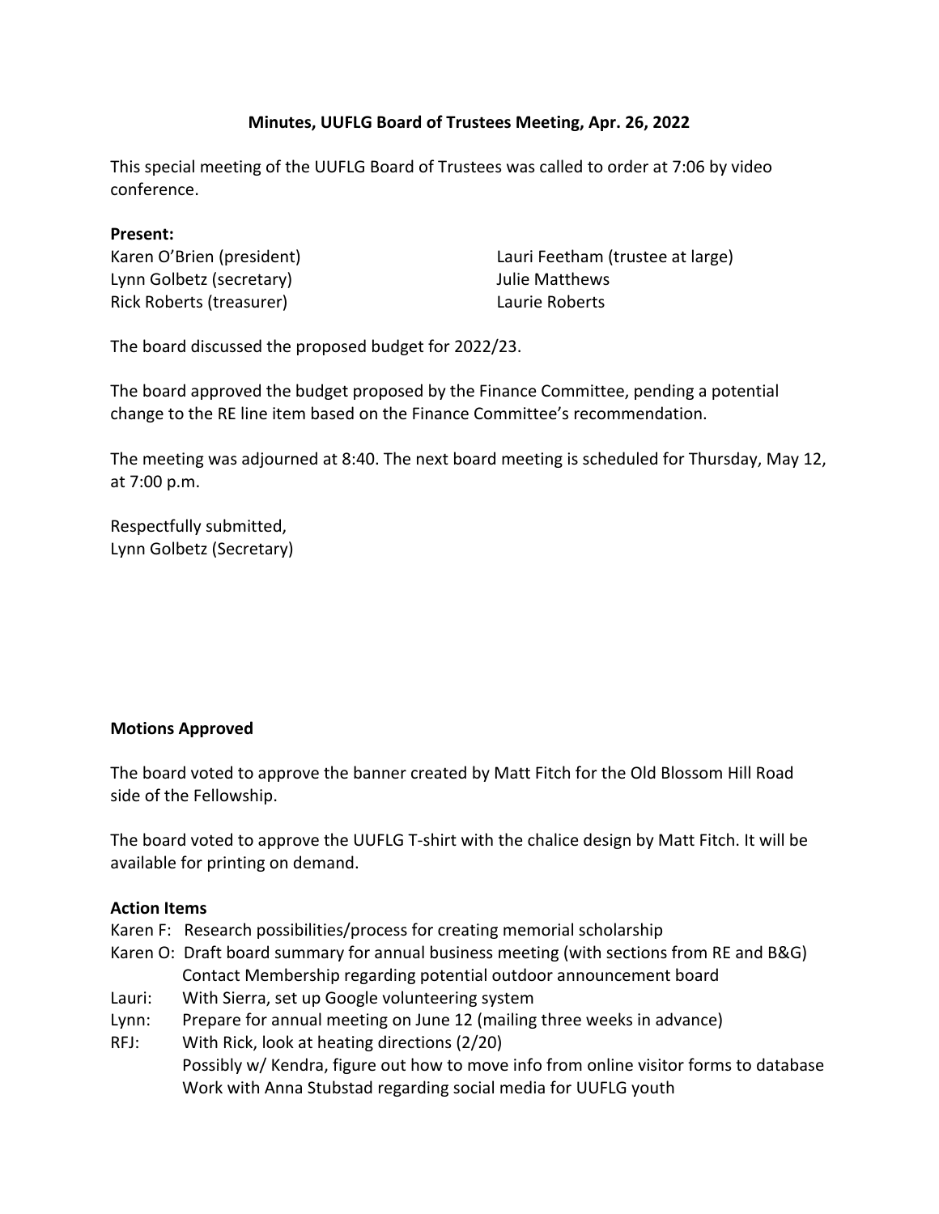# Minutes, UUFLG Board of Trustees Meeting, Apr. 26, 2022

This special meeting of the UUFLG Board of Trustees was called to order at 7:06 by video conference.

**Present:**

Karen O'Brien (president)
Lynn Golbetz (secretary)
Rick Roberts (treasurer)
Lauri Feetham (trustee at large)
Julie Matthews
Laurie Roberts

The board discussed the proposed budget for 2022/23.

The board approved the budget proposed by the Finance Committee, pending a potential change to the RE line item based on the Finance Committee's recommendation.

The meeting was adjourned at 8:40. The next board meeting is scheduled for Thursday, May 12, at 7:00 p.m.

Respectfully submitted,
Lynn Golbetz (Secretary)

## Motions Approved

The board voted to approve the banner created by Matt Fitch for the Old Blossom Hill Road side of the Fellowship.

The board voted to approve the UUFLG T-shirt with the chalice design by Matt Fitch. It will be available for printing on demand.

## Action Items

Karen F: Research possibilities/process for creating memorial scholarship

Karen O: Draft board summary for annual business meeting (with sections from RE and B&G)
Contact Membership regarding potential outdoor announcement board

Lauri: With Sierra, set up Google volunteering system

Lynn: Prepare for annual meeting on June 12 (mailing three weeks in advance)

RFJ: With Rick, look at heating directions (2/20)
Possibly w/ Kendra, figure out how to move info from online visitor forms to database
Work with Anna Stubstad regarding social media for UUFLG youth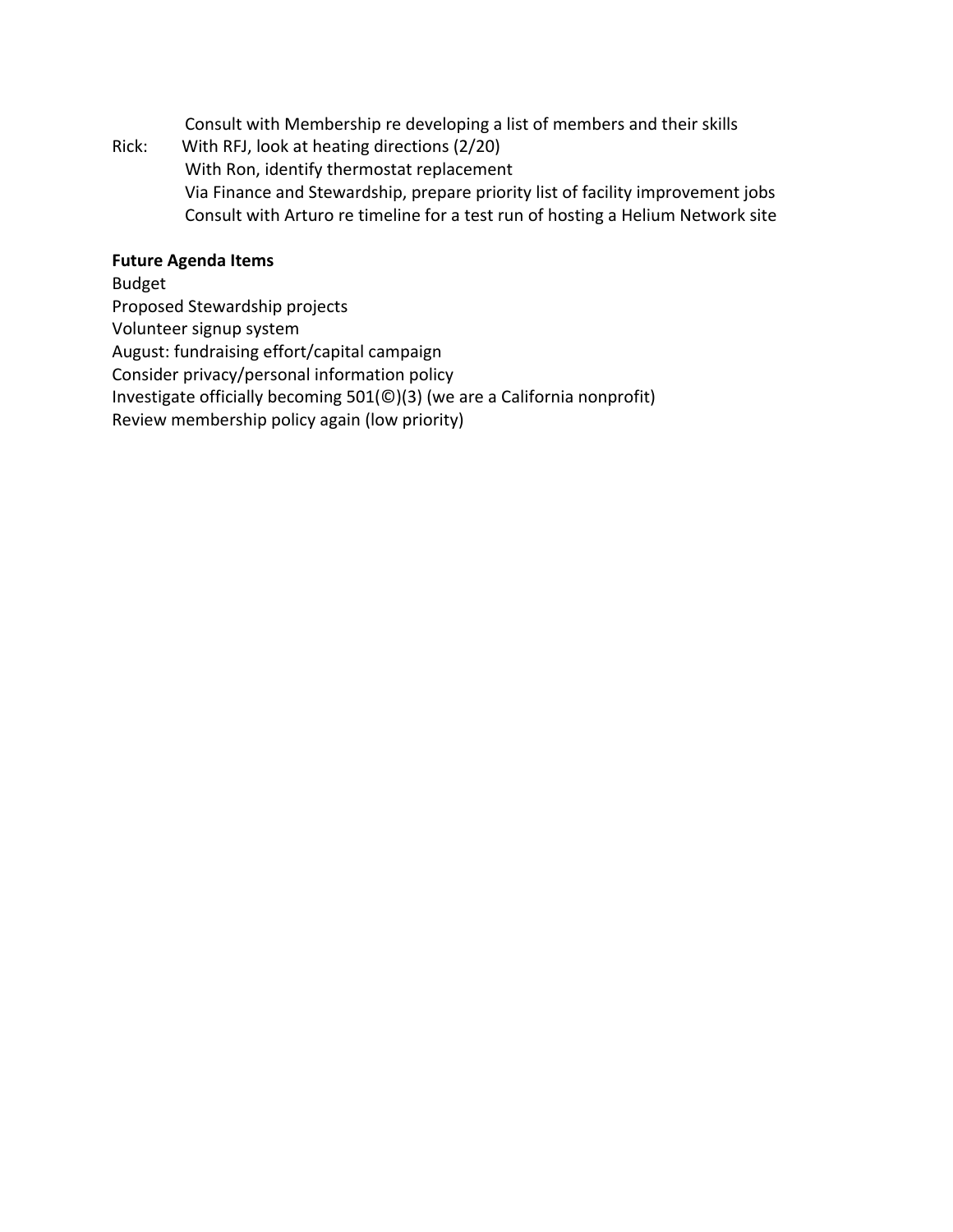Consult with Membership re developing a list of members and their skills

Rick: With RFJ, look at heating directions (2/20)
With Ron, identify thermostat replacement
Via Finance and Stewardship, prepare priority list of facility improvement jobs
Consult with Arturo re timeline for a test run of hosting a Helium Network site

**Future Agenda Items**

Budget
Proposed Stewardship projects
Volunteer signup system
August: fundraising effort/capital campaign
Consider privacy/personal information policy
Investigate officially becoming 501(©)(3) (we are a California nonprofit)
Review membership policy again (low priority)